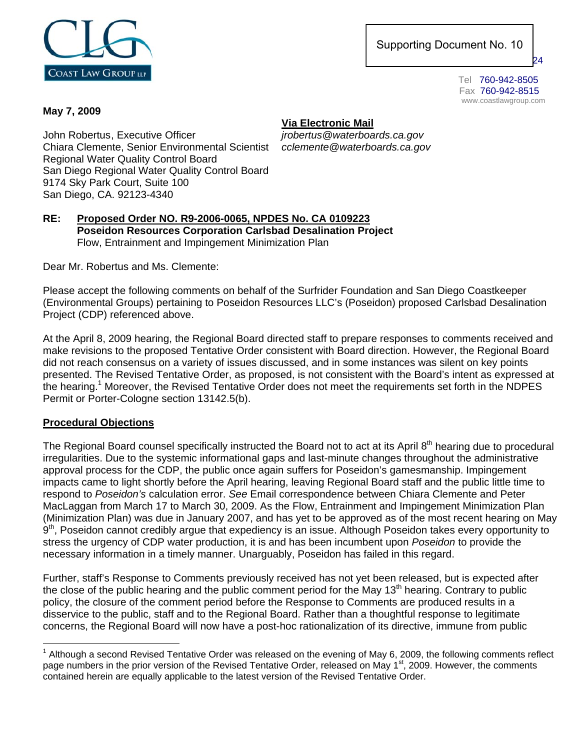**CLG**
**COAST LAW GROUP LLP**

Supporting Document No. 10

24

Tel 760-942-8505
Fax 760-942-8515
www.coastlawgroup.com

**May 7, 2009**

**Via Electronic Mail**

John Robertus, Executive Officer — *jrobertus@waterboards.ca.gov*
Chiara Clemente, Senior Environmental Scientist — *cclemente@waterboards.ca.gov*
Regional Water Quality Control Board
San Diego Regional Water Quality Control Board
9174 Sky Park Court, Suite 100
San Diego, CA. 92123-4340

**RE: Proposed Order NO. R9-2006-0065, NPDES No. CA 0109223**
**Poseidon Resources Corporation Carlsbad Desalination Project**
Flow, Entrainment and Impingement Minimization Plan

Dear Mr. Robertus and Ms. Clemente:

Please accept the following comments on behalf of the Surfrider Foundation and San Diego Coastkeeper (Environmental Groups) pertaining to Poseidon Resources LLC's (Poseidon) proposed Carlsbad Desalination Project (CDP) referenced above.

At the April 8, 2009 hearing, the Regional Board directed staff to prepare responses to comments received and make revisions to the proposed Tentative Order consistent with Board direction. However, the Regional Board did not reach consensus on a variety of issues discussed, and in some instances was silent on key points presented. The Revised Tentative Order, as proposed, is not consistent with the Board's intent as expressed at the hearing.[1] Moreover, the Revised Tentative Order does not meet the requirements set forth in the NDPES Permit or Porter-Cologne section 13142.5(b).

**Procedural Objections**

The Regional Board counsel specifically instructed the Board not to act at its April 8th hearing due to procedural irregularities. Due to the systemic informational gaps and last-minute changes throughout the administrative approval process for the CDP, the public once again suffers for Poseidon's gamesmanship. Impingement impacts came to light shortly before the April hearing, leaving Regional Board staff and the public little time to respond to *Poseidon's* calculation error. *See* Email correspondence between Chiara Clemente and Peter MacLaggan from March 17 to March 30, 2009. As the Flow, Entrainment and Impingement Minimization Plan (Minimization Plan) was due in January 2007, and has yet to be approved as of the most recent hearing on May 9th, Poseidon cannot credibly argue that expediency is an issue. Although Poseidon takes every opportunity to stress the urgency of CDP water production, it is and has been incumbent upon *Poseidon* to provide the necessary information in a timely manner. Unarguably, Poseidon has failed in this regard.

Further, staff's Response to Comments previously received has not yet been released, but is expected after the close of the public hearing and the public comment period for the May 13th hearing. Contrary to public policy, the closure of the comment period before the Response to Comments are produced results in a disservice to the public, staff and to the Regional Board. Rather than a thoughtful response to legitimate concerns, the Regional Board will now have a post-hoc rationalization of its directive, immune from public

[1] Although a second Revised Tentative Order was released on the evening of May 6, 2009, the following comments reflect page numbers in the prior version of the Revised Tentative Order, released on May 1st, 2009. However, the comments contained herein are equally applicable to the latest version of the Revised Tentative Order.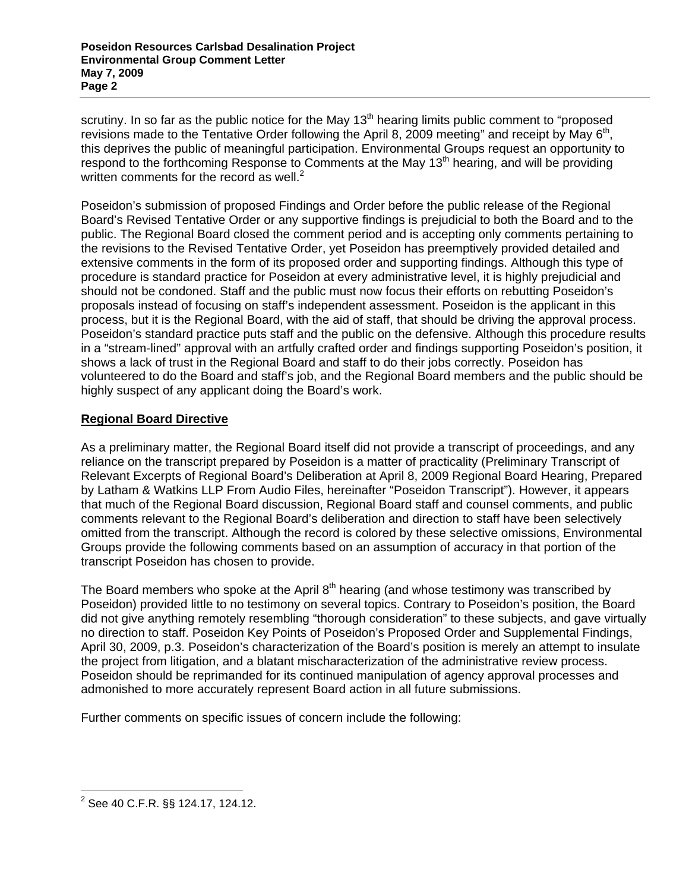scrutiny. In so far as the public notice for the May 13th hearing limits public comment to "proposed revisions made to the Tentative Order following the April 8, 2009 meeting" and receipt by May 6th, this deprives the public of meaningful participation. Environmental Groups request an opportunity to respond to the forthcoming Response to Comments at the May 13th hearing, and will be providing written comments for the record as well.[2]

Poseidon's submission of proposed Findings and Order before the public release of the Regional Board's Revised Tentative Order or any supportive findings is prejudicial to both the Board and to the public. The Regional Board closed the comment period and is accepting only comments pertaining to the revisions to the Revised Tentative Order, yet Poseidon has preemptively provided detailed and extensive comments in the form of its proposed order and supporting findings. Although this type of procedure is standard practice for Poseidon at every administrative level, it is highly prejudicial and should not be condoned. Staff and the public must now focus their efforts on rebutting Poseidon's proposals instead of focusing on staff's independent assessment. Poseidon is the applicant in this process, but it is the Regional Board, with the aid of staff, that should be driving the approval process. Poseidon's standard practice puts staff and the public on the defensive. Although this procedure results in a "stream-lined" approval with an artfully crafted order and findings supporting Poseidon's position, it shows a lack of trust in the Regional Board and staff to do their jobs correctly. Poseidon has volunteered to do the Board and staff's job, and the Regional Board members and the public should be highly suspect of any applicant doing the Board's work.

**Regional Board Directive**

As a preliminary matter, the Regional Board itself did not provide a transcript of proceedings, and any reliance on the transcript prepared by Poseidon is a matter of practicality (Preliminary Transcript of Relevant Excerpts of Regional Board's Deliberation at April 8, 2009 Regional Board Hearing, Prepared by Latham & Watkins LLP From Audio Files, hereinafter "Poseidon Transcript"). However, it appears that much of the Regional Board discussion, Regional Board staff and counsel comments, and public comments relevant to the Regional Board's deliberation and direction to staff have been selectively omitted from the transcript. Although the record is colored by these selective omissions, Environmental Groups provide the following comments based on an assumption of accuracy in that portion of the transcript Poseidon has chosen to provide.

The Board members who spoke at the April 8th hearing (and whose testimony was transcribed by Poseidon) provided little to no testimony on several topics. Contrary to Poseidon's position, the Board did not give anything remotely resembling "thorough consideration" to these subjects, and gave virtually no direction to staff. Poseidon Key Points of Poseidon's Proposed Order and Supplemental Findings, April 30, 2009, p.3. Poseidon's characterization of the Board's position is merely an attempt to insulate the project from litigation, and a blatant mischaracterization of the administrative review process. Poseidon should be reprimanded for its continued manipulation of agency approval processes and admonished to more accurately represent Board action in all future submissions.

Further comments on specific issues of concern include the following:

---

[2] See 40 C.F.R. §§ 124.17, 124.12.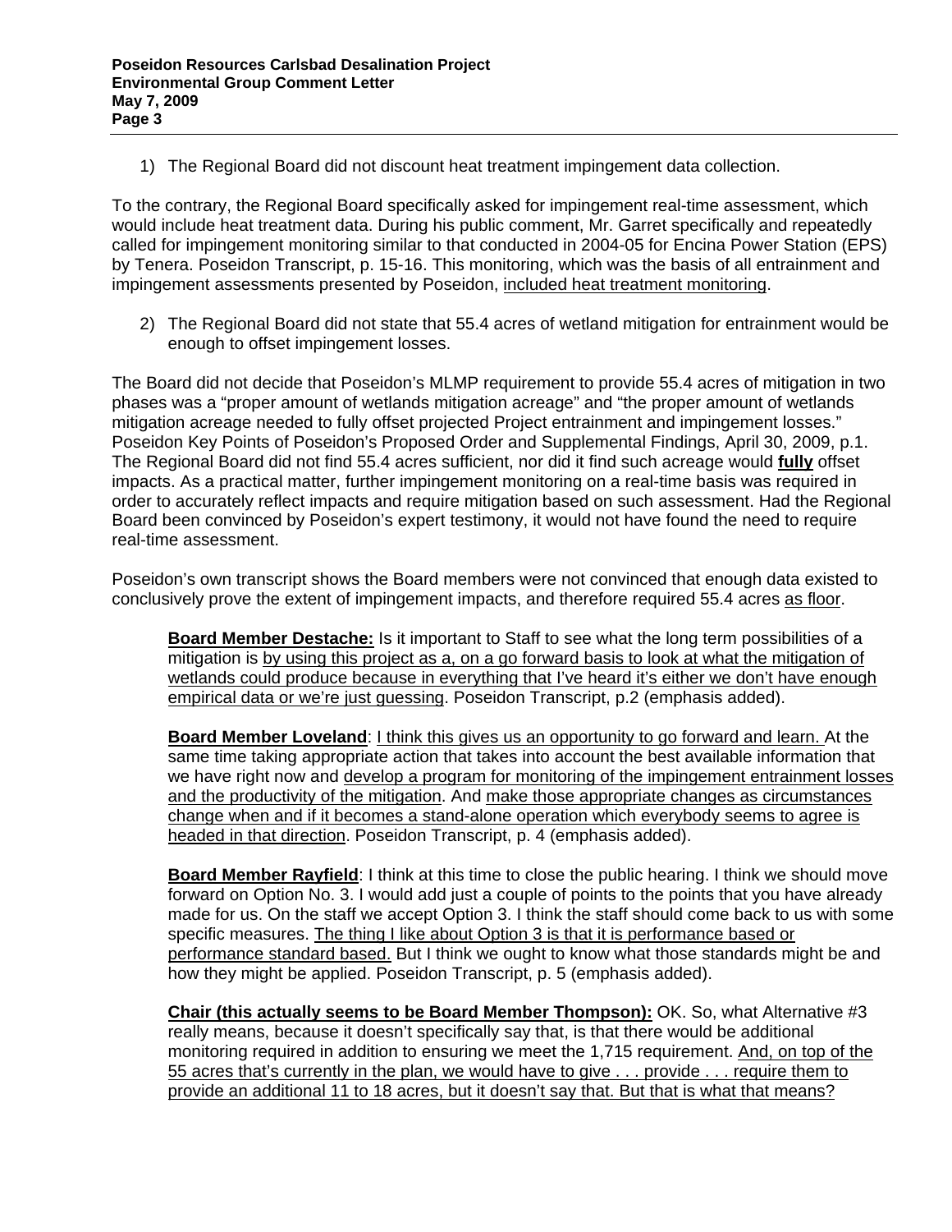1) The Regional Board did not discount heat treatment impingement data collection.

To the contrary, the Regional Board specifically asked for impingement real-time assessment, which would include heat treatment data. During his public comment, Mr. Garret specifically and repeatedly called for impingement monitoring similar to that conducted in 2004-05 for Encina Power Station (EPS) by Tenera. Poseidon Transcript, p. 15-16. This monitoring, which was the basis of all entrainment and impingement assessments presented by Poseidon, <u>included heat treatment monitoring</u>.

2) The Regional Board did not state that 55.4 acres of wetland mitigation for entrainment would be enough to offset impingement losses.

The Board did not decide that Poseidon's MLMP requirement to provide 55.4 acres of mitigation in two phases was a "proper amount of wetlands mitigation acreage" and "the proper amount of wetlands mitigation acreage needed to fully offset projected Project entrainment and impingement losses." Poseidon Key Points of Poseidon's Proposed Order and Supplemental Findings, April 30, 2009, p.1. The Regional Board did not find 55.4 acres sufficient, nor did it find such acreage would **<u>fully</u>** offset impacts. As a practical matter, further impingement monitoring on a real-time basis was required in order to accurately reflect impacts and require mitigation based on such assessment. Had the Regional Board been convinced by Poseidon's expert testimony, it would not have found the need to require real-time assessment.

Poseidon's own transcript shows the Board members were not convinced that enough data existed to conclusively prove the extent of impingement impacts, and therefore required 55.4 acres <u>as floor</u>.

> **<u>Board Member Destache:</u>** Is it important to Staff to see what the long term possibilities of a mitigation is <u>by using this project as a, on a go forward basis to look at what the mitigation of wetlands could produce because in everything that I've heard it's either we don't have enough empirical data or we're just guessing</u>. Poseidon Transcript, p.2 (emphasis added).

> **<u>Board Member Loveland</u>**: <u>I think this gives us an opportunity to go forward and learn.</u> At the same time taking appropriate action that takes into account the best available information that we have right now and <u>develop a program for monitoring of the impingement entrainment losses and the productivity of the mitigation</u>. And <u>make those appropriate changes as circumstances change when and if it becomes a stand-alone operation which everybody seems to agree is headed in that direction</u>. Poseidon Transcript, p. 4 (emphasis added).

> **<u>Board Member Rayfield</u>**: I think at this time to close the public hearing. I think we should move forward on Option No. 3. I would add just a couple of points to the points that you have already made for us. On the staff we accept Option 3. I think the staff should come back to us with some specific measures. <u>The thing I like about Option 3 is that it is performance based or performance standard based.</u> But I think we ought to know what those standards might be and how they might be applied. Poseidon Transcript, p. 5 (emphasis added).

> **<u>Chair (this actually seems to be Board Member Thompson):</u>** OK. So, what Alternative #3 really means, because it doesn't specifically say that, is that there would be additional monitoring required in addition to ensuring we meet the 1,715 requirement. <u>And, on top of the 55 acres that's currently in the plan, we would have to give . . . provide . . . require them to provide an additional 11 to 18 acres, but it doesn't say that. But that is what that means?</u>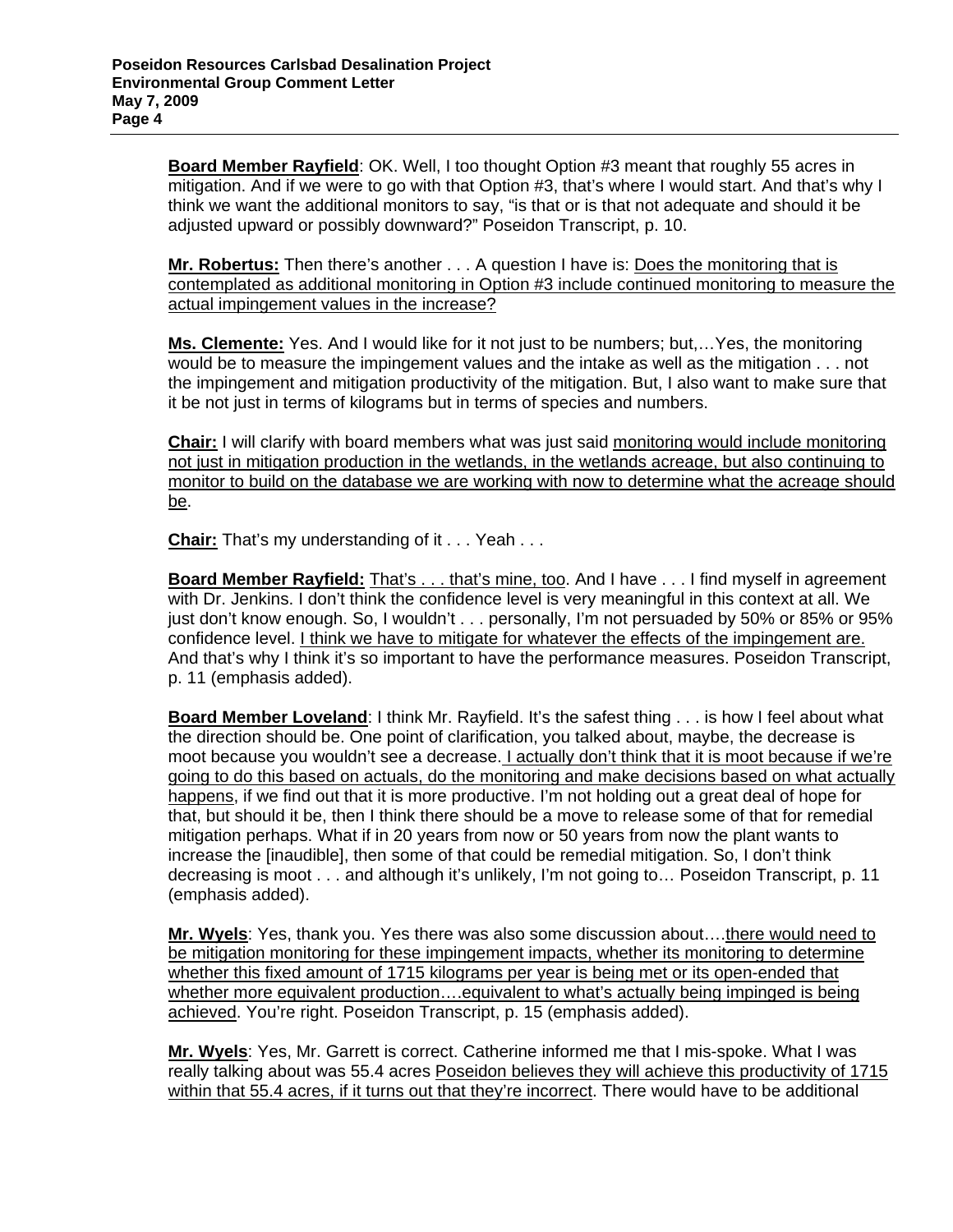**Board Member Rayfield**: OK. Well, I too thought Option #3 meant that roughly 55 acres in mitigation. And if we were to go with that Option #3, that's where I would start. And that's why I think we want the additional monitors to say, "is that or is that not adequate and should it be adjusted upward or possibly downward?" Poseidon Transcript, p. 10.

**Mr. Robertus:** Then there's another . . . A question I have is: Does the monitoring that is contemplated as additional monitoring in Option #3 include continued monitoring to measure the actual impingement values in the increase?

**Ms. Clemente:** Yes. And I would like for it not just to be numbers; but,…Yes, the monitoring would be to measure the impingement values and the intake as well as the mitigation . . . not the impingement and mitigation productivity of the mitigation. But, I also want to make sure that it be not just in terms of kilograms but in terms of species and numbers.

**Chair:** I will clarify with board members what was just said monitoring would include monitoring not just in mitigation production in the wetlands, in the wetlands acreage, but also continuing to monitor to build on the database we are working with now to determine what the acreage should be.

**Chair:** That's my understanding of it . . . Yeah . . .

**Board Member Rayfield:** That's . . . that's mine, too. And I have . . . I find myself in agreement with Dr. Jenkins. I don't think the confidence level is very meaningful in this context at all. We just don't know enough. So, I wouldn't . . . personally, I'm not persuaded by 50% or 85% or 95% confidence level. I think we have to mitigate for whatever the effects of the impingement are. And that's why I think it's so important to have the performance measures. Poseidon Transcript, p. 11 (emphasis added).

**Board Member Loveland**: I think Mr. Rayfield. It's the safest thing . . . is how I feel about what the direction should be. One point of clarification, you talked about, maybe, the decrease is moot because you wouldn't see a decrease. I actually don't think that it is moot because if we're going to do this based on actuals, do the monitoring and make decisions based on what actually happens, if we find out that it is more productive. I'm not holding out a great deal of hope for that, but should it be, then I think there should be a move to release some of that for remedial mitigation perhaps. What if in 20 years from now or 50 years from now the plant wants to increase the [inaudible], then some of that could be remedial mitigation. So, I don't think decreasing is moot . . . and although it's unlikely, I'm not going to… Poseidon Transcript, p. 11 (emphasis added).

**Mr. Wyels**: Yes, thank you. Yes there was also some discussion about….there would need to be mitigation monitoring for these impingement impacts, whether its monitoring to determine whether this fixed amount of 1715 kilograms per year is being met or its open-ended that whether more equivalent production….equivalent to what's actually being impinged is being achieved. You're right. Poseidon Transcript, p. 15 (emphasis added).

**Mr. Wyels**: Yes, Mr. Garrett is correct. Catherine informed me that I mis-spoke. What I was really talking about was 55.4 acres Poseidon believes they will achieve this productivity of 1715 within that 55.4 acres, if it turns out that they're incorrect. There would have to be additional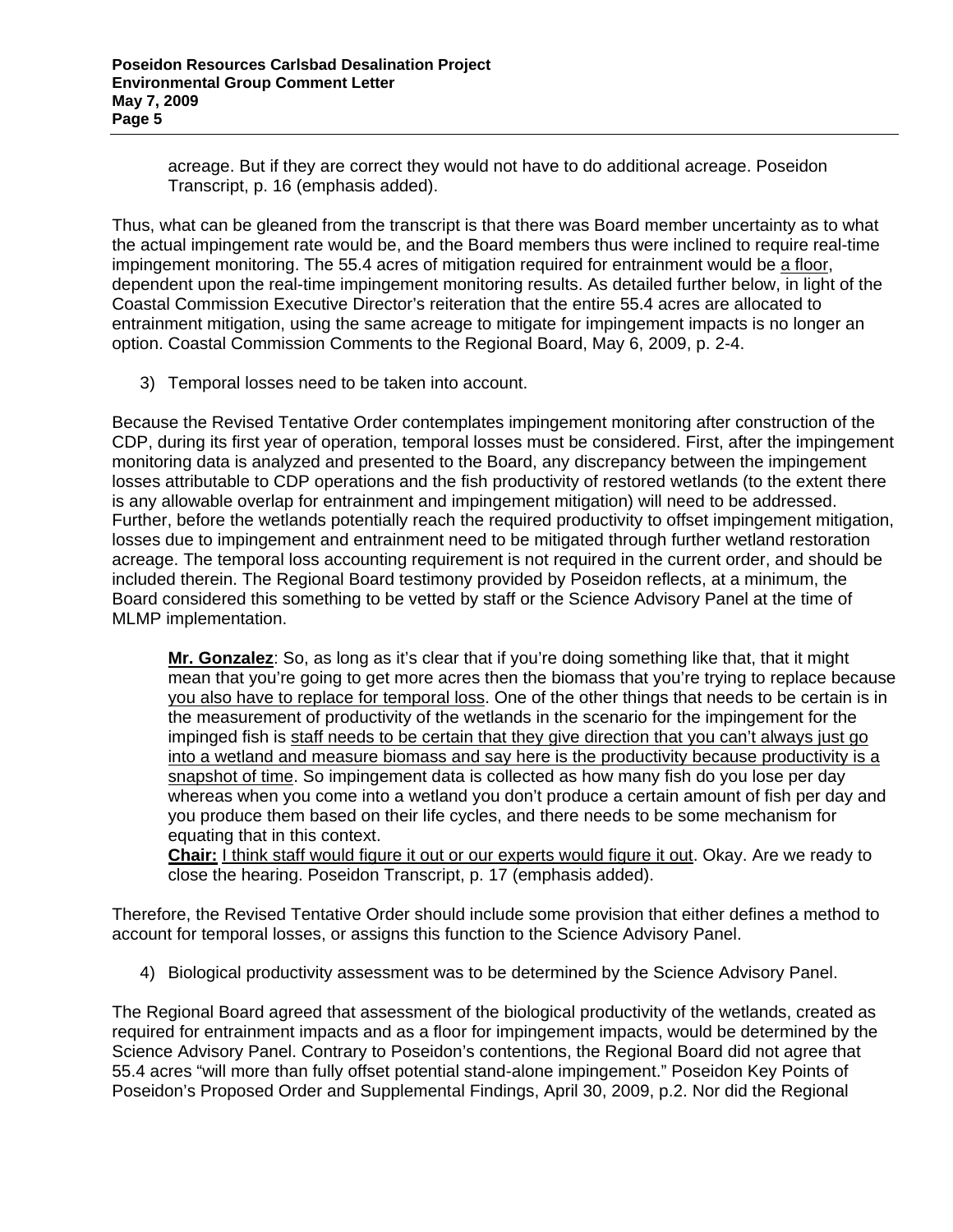acreage. But if they are correct they would not have to do additional acreage. Poseidon Transcript, p. 16 (emphasis added).

Thus, what can be gleaned from the transcript is that there was Board member uncertainty as to what the actual impingement rate would be, and the Board members thus were inclined to require real-time impingement monitoring. The 55.4 acres of mitigation required for entrainment would be <u>a floor</u>, dependent upon the real-time impingement monitoring results. As detailed further below, in light of the Coastal Commission Executive Director's reiteration that the entire 55.4 acres are allocated to entrainment mitigation, using the same acreage to mitigate for impingement impacts is no longer an option. Coastal Commission Comments to the Regional Board, May 6, 2009, p. 2-4.

3) Temporal losses need to be taken into account.

Because the Revised Tentative Order contemplates impingement monitoring after construction of the CDP, during its first year of operation, temporal losses must be considered. First, after the impingement monitoring data is analyzed and presented to the Board, any discrepancy between the impingement losses attributable to CDP operations and the fish productivity of restored wetlands (to the extent there is any allowable overlap for entrainment and impingement mitigation) will need to be addressed. Further, before the wetlands potentially reach the required productivity to offset impingement mitigation, losses due to impingement and entrainment need to be mitigated through further wetland restoration acreage. The temporal loss accounting requirement is not required in the current order, and should be included therein. The Regional Board testimony provided by Poseidon reflects, at a minimum, the Board considered this something to be vetted by staff or the Science Advisory Panel at the time of MLMP implementation.

> **<u>Mr. Gonzalez</u>**: So, as long as it's clear that if you're doing something like that, that it might mean that you're going to get more acres then the biomass that you're trying to replace because <u>you also have to replace for temporal loss</u>. One of the other things that needs to be certain is in the measurement of productivity of the wetlands in the scenario for the impingement for the impinged fish is <u>staff needs to be certain that they give direction that you can't always just go into a wetland and measure biomass and say here is the productivity because productivity is a snapshot of time</u>. So impingement data is collected as how many fish do you lose per day whereas when you come into a wetland you don't produce a certain amount of fish per day and you produce them based on their life cycles, and there needs to be some mechanism for equating that in this context.
> **<u>Chair:</u>** <u>I think staff would figure it out or our experts would figure it out</u>. Okay. Are we ready to close the hearing. Poseidon Transcript, p. 17 (emphasis added).

Therefore, the Revised Tentative Order should include some provision that either defines a method to account for temporal losses, or assigns this function to the Science Advisory Panel.

4) Biological productivity assessment was to be determined by the Science Advisory Panel.

The Regional Board agreed that assessment of the biological productivity of the wetlands, created as required for entrainment impacts and as a floor for impingement impacts, would be determined by the Science Advisory Panel. Contrary to Poseidon's contentions, the Regional Board did not agree that 55.4 acres "will more than fully offset potential stand-alone impingement." Poseidon Key Points of Poseidon's Proposed Order and Supplemental Findings, April 30, 2009, p.2. Nor did the Regional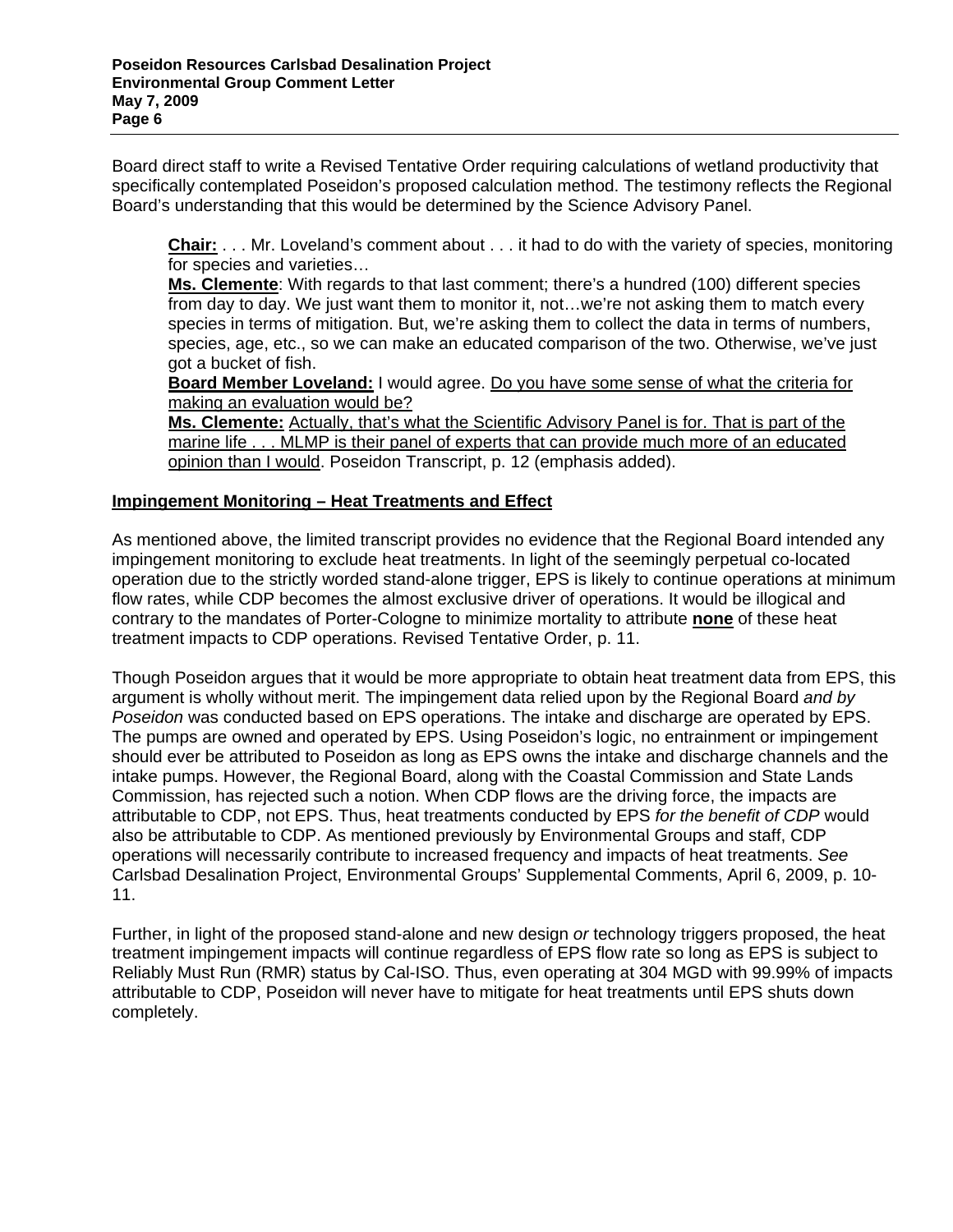Board direct staff to write a Revised Tentative Order requiring calculations of wetland productivity that specifically contemplated Poseidon's proposed calculation method. The testimony reflects the Regional Board's understanding that this would be determined by the Science Advisory Panel.

> **Chair:** . . . Mr. Loveland's comment about . . . it had to do with the variety of species, monitoring for species and varieties…
> **Ms. Clemente**: With regards to that last comment; there's a hundred (100) different species from day to day. We just want them to monitor it, not…we're not asking them to match every species in terms of mitigation. But, we're asking them to collect the data in terms of numbers, species, age, etc., so we can make an educated comparison of the two. Otherwise, we've just got a bucket of fish.
> **Board Member Loveland:** I would agree. <u>Do you have some sense of what the criteria for making an evaluation would be?</u>
> **Ms. Clemente:** <u>Actually, that's what the Scientific Advisory Panel is for. That is part of the marine life . . . MLMP is their panel of experts that can provide much more of an educated opinion than I would</u>. Poseidon Transcript, p. 12 (emphasis added).

**<u>Impingement Monitoring – Heat Treatments and Effect</u>**

As mentioned above, the limited transcript provides no evidence that the Regional Board intended any impingement monitoring to exclude heat treatments. In light of the seemingly perpetual co-located operation due to the strictly worded stand-alone trigger, EPS is likely to continue operations at minimum flow rates, while CDP becomes the almost exclusive driver of operations. It would be illogical and contrary to the mandates of Porter-Cologne to minimize mortality to attribute **<u>none</u>** of these heat treatment impacts to CDP operations. Revised Tentative Order, p. 11.

Though Poseidon argues that it would be more appropriate to obtain heat treatment data from EPS, this argument is wholly without merit. The impingement data relied upon by the Regional Board *and by Poseidon* was conducted based on EPS operations. The intake and discharge are operated by EPS. The pumps are owned and operated by EPS. Using Poseidon's logic, no entrainment or impingement should ever be attributed to Poseidon as long as EPS owns the intake and discharge channels and the intake pumps. However, the Regional Board, along with the Coastal Commission and State Lands Commission, has rejected such a notion. When CDP flows are the driving force, the impacts are attributable to CDP, not EPS. Thus, heat treatments conducted by EPS *for the benefit of CDP* would also be attributable to CDP. As mentioned previously by Environmental Groups and staff, CDP operations will necessarily contribute to increased frequency and impacts of heat treatments. *See* Carlsbad Desalination Project, Environmental Groups' Supplemental Comments, April 6, 2009, p. 10-11.

Further, in light of the proposed stand-alone and new design *or* technology triggers proposed, the heat treatment impingement impacts will continue regardless of EPS flow rate so long as EPS is subject to Reliably Must Run (RMR) status by Cal-ISO. Thus, even operating at 304 MGD with 99.99% of impacts attributable to CDP, Poseidon will never have to mitigate for heat treatments until EPS shuts down completely.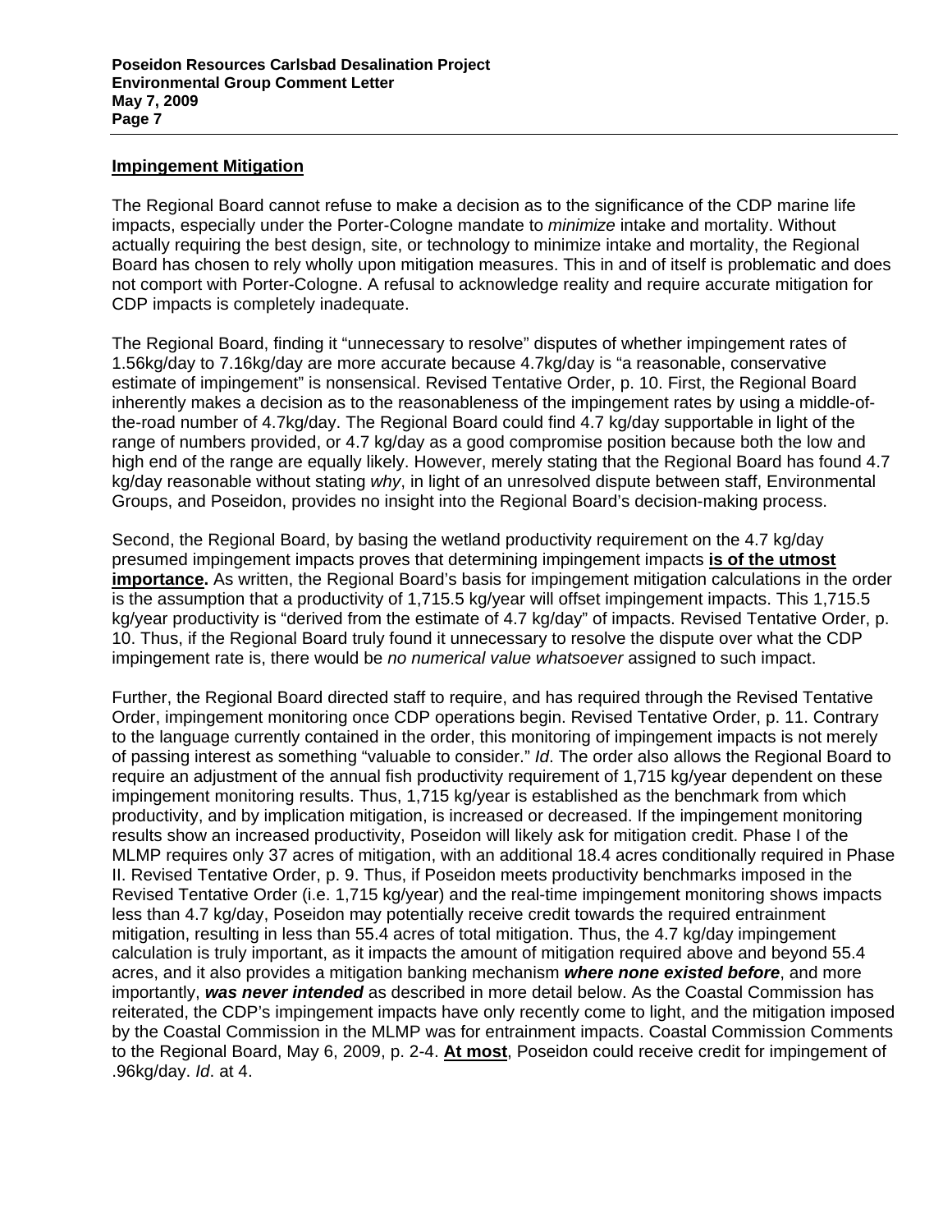## Impingement Mitigation

The Regional Board cannot refuse to make a decision as to the significance of the CDP marine life impacts, especially under the Porter-Cologne mandate to *minimize* intake and mortality. Without actually requiring the best design, site, or technology to minimize intake and mortality, the Regional Board has chosen to rely wholly upon mitigation measures. This in and of itself is problematic and does not comport with Porter-Cologne. A refusal to acknowledge reality and require accurate mitigation for CDP impacts is completely inadequate.

The Regional Board, finding it "unnecessary to resolve" disputes of whether impingement rates of 1.56kg/day to 7.16kg/day are more accurate because 4.7kg/day is "a reasonable, conservative estimate of impingement" is nonsensical. Revised Tentative Order, p. 10. First, the Regional Board inherently makes a decision as to the reasonableness of the impingement rates by using a middle-of-the-road number of 4.7kg/day. The Regional Board could find 4.7 kg/day supportable in light of the range of numbers provided, or 4.7 kg/day as a good compromise position because both the low and high end of the range are equally likely. However, merely stating that the Regional Board has found 4.7 kg/day reasonable without stating *why*, in light of an unresolved dispute between staff, Environmental Groups, and Poseidon, provides no insight into the Regional Board's decision-making process.

Second, the Regional Board, by basing the wetland productivity requirement on the 4.7 kg/day presumed impingement impacts proves that determining impingement impacts **is of the utmost importance.** As written, the Regional Board's basis for impingement mitigation calculations in the order is the assumption that a productivity of 1,715.5 kg/year will offset impingement impacts. This 1,715.5 kg/year productivity is "derived from the estimate of 4.7 kg/day" of impacts. Revised Tentative Order, p. 10. Thus, if the Regional Board truly found it unnecessary to resolve the dispute over what the CDP impingement rate is, there would be *no numerical value whatsoever* assigned to such impact.

Further, the Regional Board directed staff to require, and has required through the Revised Tentative Order, impingement monitoring once CDP operations begin. Revised Tentative Order, p. 11. Contrary to the language currently contained in the order, this monitoring of impingement impacts is not merely of passing interest as something "valuable to consider." *Id*. The order also allows the Regional Board to require an adjustment of the annual fish productivity requirement of 1,715 kg/year dependent on these impingement monitoring results. Thus, 1,715 kg/year is established as the benchmark from which productivity, and by implication mitigation, is increased or decreased. If the impingement monitoring results show an increased productivity, Poseidon will likely ask for mitigation credit. Phase I of the MLMP requires only 37 acres of mitigation, with an additional 18.4 acres conditionally required in Phase II. Revised Tentative Order, p. 9. Thus, if Poseidon meets productivity benchmarks imposed in the Revised Tentative Order (i.e. 1,715 kg/year) and the real-time impingement monitoring shows impacts less than 4.7 kg/day, Poseidon may potentially receive credit towards the required entrainment mitigation, resulting in less than 55.4 acres of total mitigation. Thus, the 4.7 kg/day impingement calculation is truly important, as it impacts the amount of mitigation required above and beyond 55.4 acres, and it also provides a mitigation banking mechanism ***where none existed before***, and more importantly, ***was never intended*** as described in more detail below. As the Coastal Commission has reiterated, the CDP's impingement impacts have only recently come to light, and the mitigation imposed by the Coastal Commission in the MLMP was for entrainment impacts. Coastal Commission Comments to the Regional Board, May 6, 2009, p. 2-4. **At most**, Poseidon could receive credit for impingement of .96kg/day. *Id*. at 4.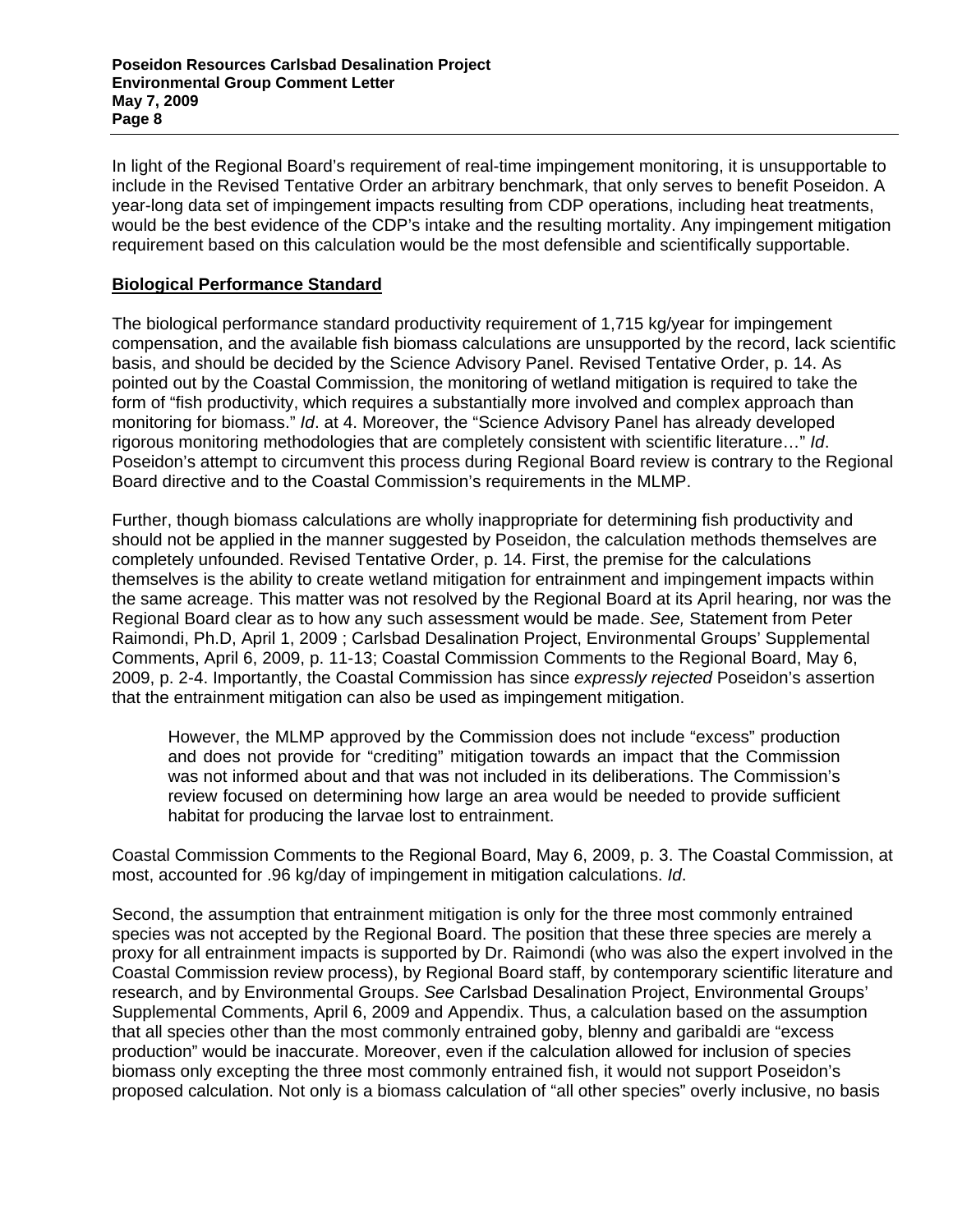In light of the Regional Board's requirement of real-time impingement monitoring, it is unsupportable to include in the Revised Tentative Order an arbitrary benchmark, that only serves to benefit Poseidon. A year-long data set of impingement impacts resulting from CDP operations, including heat treatments, would be the best evidence of the CDP's intake and the resulting mortality. Any impingement mitigation requirement based on this calculation would be the most defensible and scientifically supportable.

**Biological Performance Standard**

The biological performance standard productivity requirement of 1,715 kg/year for impingement compensation, and the available fish biomass calculations are unsupported by the record, lack scientific basis, and should be decided by the Science Advisory Panel. Revised Tentative Order, p. 14. As pointed out by the Coastal Commission, the monitoring of wetland mitigation is required to take the form of "fish productivity, which requires a substantially more involved and complex approach than monitoring for biomass." *Id*. at 4. Moreover, the "Science Advisory Panel has already developed rigorous monitoring methodologies that are completely consistent with scientific literature…" *Id*. Poseidon's attempt to circumvent this process during Regional Board review is contrary to the Regional Board directive and to the Coastal Commission's requirements in the MLMP.

Further, though biomass calculations are wholly inappropriate for determining fish productivity and should not be applied in the manner suggested by Poseidon, the calculation methods themselves are completely unfounded. Revised Tentative Order, p. 14. First, the premise for the calculations themselves is the ability to create wetland mitigation for entrainment and impingement impacts within the same acreage. This matter was not resolved by the Regional Board at its April hearing, nor was the Regional Board clear as to how any such assessment would be made. *See,* Statement from Peter Raimondi, Ph.D, April 1, 2009 ; Carlsbad Desalination Project, Environmental Groups' Supplemental Comments, April 6, 2009, p. 11-13; Coastal Commission Comments to the Regional Board, May 6, 2009, p. 2-4. Importantly, the Coastal Commission has since *expressly rejected* Poseidon's assertion that the entrainment mitigation can also be used as impingement mitigation.

> However, the MLMP approved by the Commission does not include "excess" production and does not provide for "crediting" mitigation towards an impact that the Commission was not informed about and that was not included in its deliberations. The Commission's review focused on determining how large an area would be needed to provide sufficient habitat for producing the larvae lost to entrainment.

Coastal Commission Comments to the Regional Board, May 6, 2009, p. 3. The Coastal Commission, at most, accounted for .96 kg/day of impingement in mitigation calculations. *Id*.

Second, the assumption that entrainment mitigation is only for the three most commonly entrained species was not accepted by the Regional Board. The position that these three species are merely a proxy for all entrainment impacts is supported by Dr. Raimondi (who was also the expert involved in the Coastal Commission review process), by Regional Board staff, by contemporary scientific literature and research, and by Environmental Groups. *See* Carlsbad Desalination Project, Environmental Groups' Supplemental Comments, April 6, 2009 and Appendix. Thus, a calculation based on the assumption that all species other than the most commonly entrained goby, blenny and garibaldi are "excess production" would be inaccurate. Moreover, even if the calculation allowed for inclusion of species biomass only excepting the three most commonly entrained fish, it would not support Poseidon's proposed calculation. Not only is a biomass calculation of "all other species" overly inclusive, no basis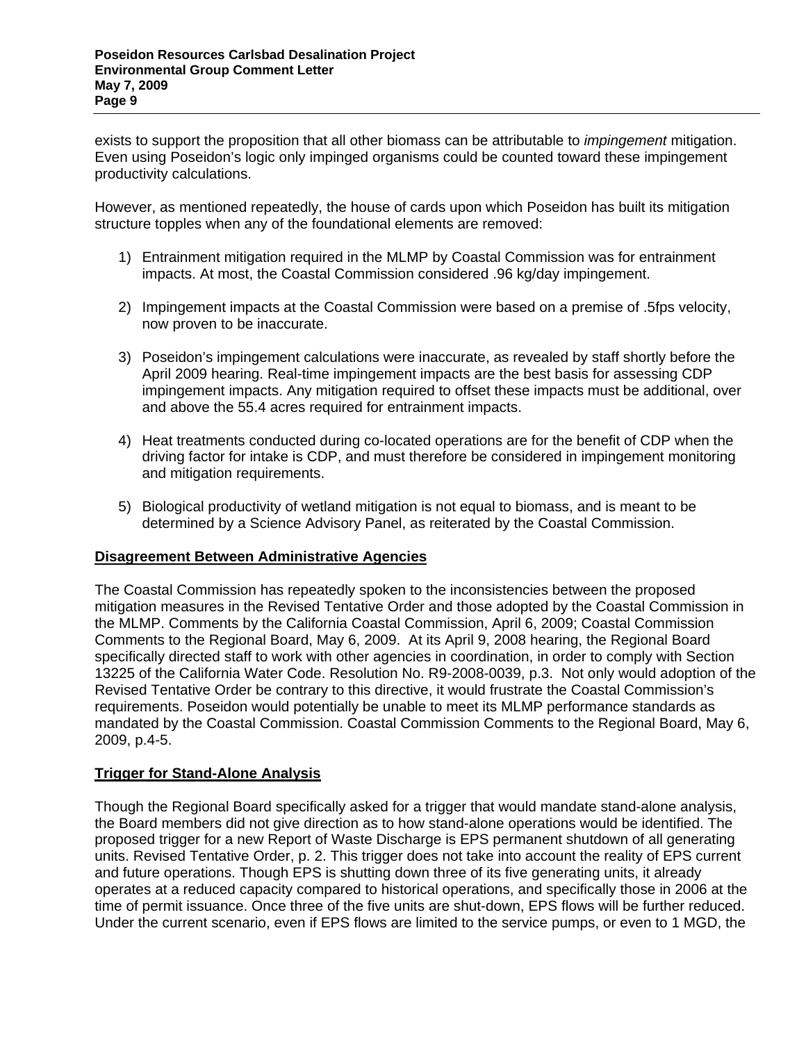exists to support the proposition that all other biomass can be attributable to *impingement* mitigation. Even using Poseidon's logic only impinged organisms could be counted toward these impingement productivity calculations.

However, as mentioned repeatedly, the house of cards upon which Poseidon has built its mitigation structure topples when any of the foundational elements are removed:

1) Entrainment mitigation required in the MLMP by Coastal Commission was for entrainment impacts. At most, the Coastal Commission considered .96 kg/day impingement.

2) Impingement impacts at the Coastal Commission were based on a premise of .5fps velocity, now proven to be inaccurate.

3) Poseidon's impingement calculations were inaccurate, as revealed by staff shortly before the April 2009 hearing. Real-time impingement impacts are the best basis for assessing CDP impingement impacts. Any mitigation required to offset these impacts must be additional, over and above the 55.4 acres required for entrainment impacts.

4) Heat treatments conducted during co-located operations are for the benefit of CDP when the driving factor for intake is CDP, and must therefore be considered in impingement monitoring and mitigation requirements.

5) Biological productivity of wetland mitigation is not equal to biomass, and is meant to be determined by a Science Advisory Panel, as reiterated by the Coastal Commission.

**Disagreement Between Administrative Agencies**

The Coastal Commission has repeatedly spoken to the inconsistencies between the proposed mitigation measures in the Revised Tentative Order and those adopted by the Coastal Commission in the MLMP. Comments by the California Coastal Commission, April 6, 2009; Coastal Commission Comments to the Regional Board, May 6, 2009. At its April 9, 2008 hearing, the Regional Board specifically directed staff to work with other agencies in coordination, in order to comply with Section 13225 of the California Water Code. Resolution No. R9-2008-0039, p.3. Not only would adoption of the Revised Tentative Order be contrary to this directive, it would frustrate the Coastal Commission's requirements. Poseidon would potentially be unable to meet its MLMP performance standards as mandated by the Coastal Commission. Coastal Commission Comments to the Regional Board, May 6, 2009, p.4-5.

**Trigger for Stand-Alone Analysis**

Though the Regional Board specifically asked for a trigger that would mandate stand-alone analysis, the Board members did not give direction as to how stand-alone operations would be identified. The proposed trigger for a new Report of Waste Discharge is EPS permanent shutdown of all generating units. Revised Tentative Order, p. 2. This trigger does not take into account the reality of EPS current and future operations. Though EPS is shutting down three of its five generating units, it already operates at a reduced capacity compared to historical operations, and specifically those in 2006 at the time of permit issuance. Once three of the five units are shut-down, EPS flows will be further reduced. Under the current scenario, even if EPS flows are limited to the service pumps, or even to 1 MGD, the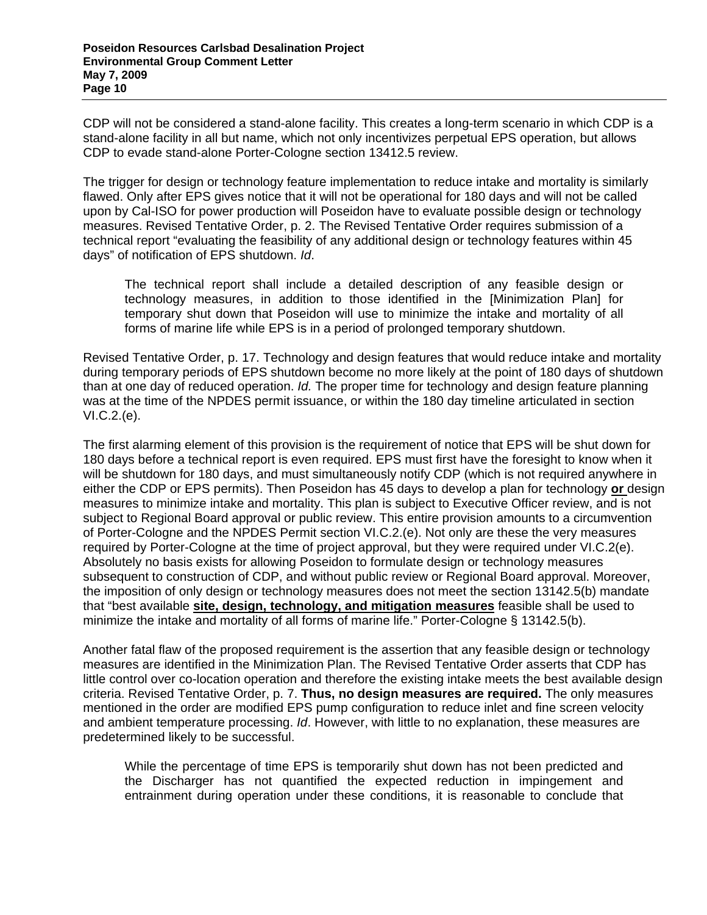CDP will not be considered a stand-alone facility. This creates a long-term scenario in which CDP is a stand-alone facility in all but name, which not only incentivizes perpetual EPS operation, but allows CDP to evade stand-alone Porter-Cologne section 13412.5 review.

The trigger for design or technology feature implementation to reduce intake and mortality is similarly flawed. Only after EPS gives notice that it will not be operational for 180 days and will not be called upon by Cal-ISO for power production will Poseidon have to evaluate possible design or technology measures. Revised Tentative Order, p. 2. The Revised Tentative Order requires submission of a technical report "evaluating the feasibility of any additional design or technology features within 45 days" of notification of EPS shutdown. *Id*.

> The technical report shall include a detailed description of any feasible design or technology measures, in addition to those identified in the [Minimization Plan] for temporary shut down that Poseidon will use to minimize the intake and mortality of all forms of marine life while EPS is in a period of prolonged temporary shutdown.

Revised Tentative Order, p. 17. Technology and design features that would reduce intake and mortality during temporary periods of EPS shutdown become no more likely at the point of 180 days of shutdown than at one day of reduced operation. *Id.* The proper time for technology and design feature planning was at the time of the NPDES permit issuance, or within the 180 day timeline articulated in section VI.C.2.(e).

The first alarming element of this provision is the requirement of notice that EPS will be shut down for 180 days before a technical report is even required. EPS must first have the foresight to know when it will be shutdown for 180 days, and must simultaneously notify CDP (which is not required anywhere in either the CDP or EPS permits). Then Poseidon has 45 days to develop a plan for technology **<u>or</u>** design measures to minimize intake and mortality. This plan is subject to Executive Officer review, and is not subject to Regional Board approval or public review. This entire provision amounts to a circumvention of Porter-Cologne and the NPDES Permit section VI.C.2.(e). Not only are these the very measures required by Porter-Cologne at the time of project approval, but they were required under VI.C.2(e). Absolutely no basis exists for allowing Poseidon to formulate design or technology measures subsequent to construction of CDP, and without public review or Regional Board approval. Moreover, the imposition of only design or technology measures does not meet the section 13142.5(b) mandate that "best available **<u>site, design, technology, and mitigation measures</u>** feasible shall be used to minimize the intake and mortality of all forms of marine life." Porter-Cologne § 13142.5(b).

Another fatal flaw of the proposed requirement is the assertion that any feasible design or technology measures are identified in the Minimization Plan. The Revised Tentative Order asserts that CDP has little control over co-location operation and therefore the existing intake meets the best available design criteria. Revised Tentative Order, p. 7. **Thus, no design measures are required.** The only measures mentioned in the order are modified EPS pump configuration to reduce inlet and fine screen velocity and ambient temperature processing. *Id*. However, with little to no explanation, these measures are predetermined likely to be successful.

> While the percentage of time EPS is temporarily shut down has not been predicted and the Discharger has not quantified the expected reduction in impingement and entrainment during operation under these conditions, it is reasonable to conclude that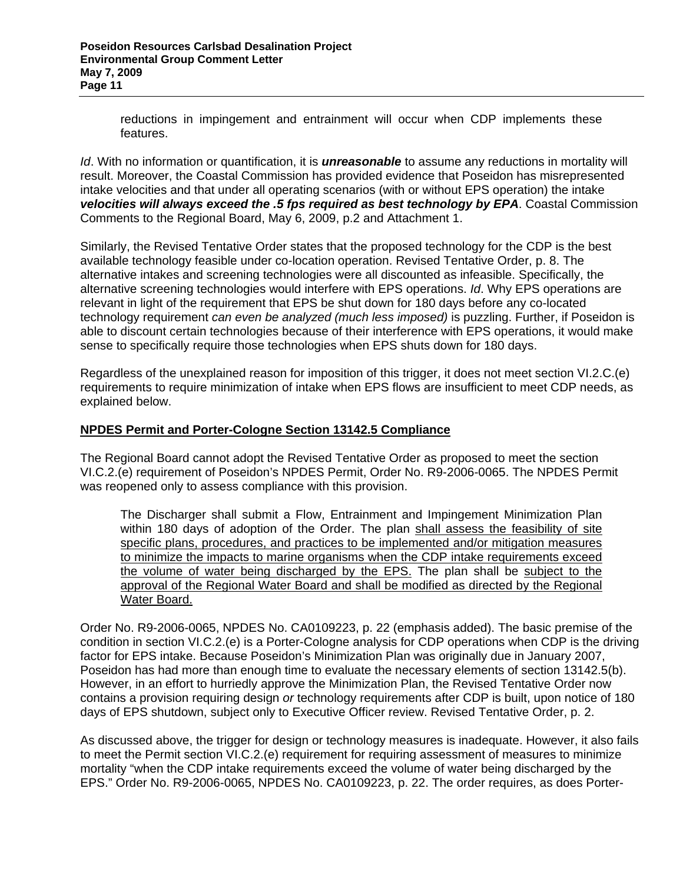> reductions in impingement and entrainment will occur when CDP implements these features.

*Id*. With no information or quantification, it is ***unreasonable*** to assume any reductions in mortality will result. Moreover, the Coastal Commission has provided evidence that Poseidon has misrepresented intake velocities and that under all operating scenarios (with or without EPS operation) the intake ***velocities will always exceed the .5 fps required as best technology by EPA***. Coastal Commission Comments to the Regional Board, May 6, 2009, p.2 and Attachment 1.

Similarly, the Revised Tentative Order states that the proposed technology for the CDP is the best available technology feasible under co-location operation. Revised Tentative Order, p. 8. The alternative intakes and screening technologies were all discounted as infeasible. Specifically, the alternative screening technologies would interfere with EPS operations. *Id*. Why EPS operations are relevant in light of the requirement that EPS be shut down for 180 days before any co-located technology requirement *can even be analyzed (much less imposed)* is puzzling. Further, if Poseidon is able to discount certain technologies because of their interference with EPS operations, it would make sense to specifically require those technologies when EPS shuts down for 180 days.

Regardless of the unexplained reason for imposition of this trigger, it does not meet section VI.2.C.(e) requirements to require minimization of intake when EPS flows are insufficient to meet CDP needs, as explained below.

**NPDES Permit and Porter-Cologne Section 13142.5 Compliance**

The Regional Board cannot adopt the Revised Tentative Order as proposed to meet the section VI.C.2.(e) requirement of Poseidon's NPDES Permit, Order No. R9-2006-0065. The NPDES Permit was reopened only to assess compliance with this provision.

> The Discharger shall submit a Flow, Entrainment and Impingement Minimization Plan within 180 days of adoption of the Order. The plan shall assess the feasibility of site specific plans, procedures, and practices to be implemented and/or mitigation measures to minimize the impacts to marine organisms when the CDP intake requirements exceed the volume of water being discharged by the EPS. The plan shall be subject to the approval of the Regional Water Board and shall be modified as directed by the Regional Water Board.

Order No. R9-2006-0065, NPDES No. CA0109223, p. 22 (emphasis added). The basic premise of the condition in section VI.C.2.(e) is a Porter-Cologne analysis for CDP operations when CDP is the driving factor for EPS intake. Because Poseidon's Minimization Plan was originally due in January 2007, Poseidon has had more than enough time to evaluate the necessary elements of section 13142.5(b). However, in an effort to hurriedly approve the Minimization Plan, the Revised Tentative Order now contains a provision requiring design *or* technology requirements after CDP is built, upon notice of 180 days of EPS shutdown, subject only to Executive Officer review. Revised Tentative Order, p. 2.

As discussed above, the trigger for design or technology measures is inadequate. However, it also fails to meet the Permit section VI.C.2.(e) requirement for requiring assessment of measures to minimize mortality "when the CDP intake requirements exceed the volume of water being discharged by the EPS." Order No. R9-2006-0065, NPDES No. CA0109223, p. 22. The order requires, as does Porter-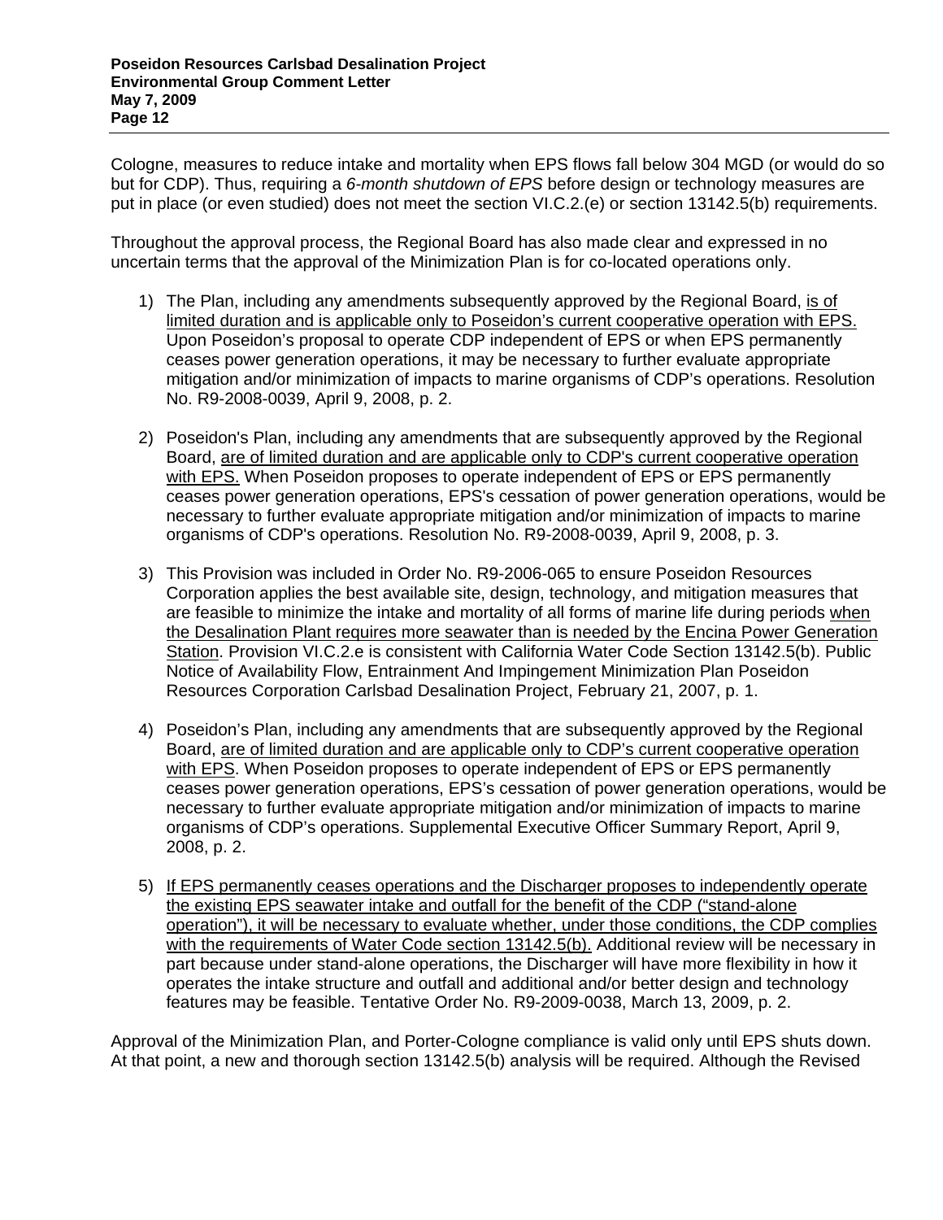Cologne, measures to reduce intake and mortality when EPS flows fall below 304 MGD (or would do so but for CDP). Thus, requiring a *6-month shutdown of EPS* before design or technology measures are put in place (or even studied) does not meet the section VI.C.2.(e) or section 13142.5(b) requirements.

Throughout the approval process, the Regional Board has also made clear and expressed in no uncertain terms that the approval of the Minimization Plan is for co-located operations only.

1) The Plan, including any amendments subsequently approved by the Regional Board, <u>is of limited duration and is applicable only to Poseidon's current cooperative operation with EPS.</u> Upon Poseidon's proposal to operate CDP independent of EPS or when EPS permanently ceases power generation operations, it may be necessary to further evaluate appropriate mitigation and/or minimization of impacts to marine organisms of CDP's operations. Resolution No. R9-2008-0039, April 9, 2008, p. 2.

2) Poseidon's Plan, including any amendments that are subsequently approved by the Regional Board, <u>are of limited duration and are applicable only to CDP's current cooperative operation with EPS.</u> When Poseidon proposes to operate independent of EPS or EPS permanently ceases power generation operations, EPS's cessation of power generation operations, would be necessary to further evaluate appropriate mitigation and/or minimization of impacts to marine organisms of CDP's operations. Resolution No. R9-2008-0039, April 9, 2008, p. 3.

3) This Provision was included in Order No. R9-2006-065 to ensure Poseidon Resources Corporation applies the best available site, design, technology, and mitigation measures that are feasible to minimize the intake and mortality of all forms of marine life during periods <u>when the Desalination Plant requires more seawater than is needed by the Encina Power Generation Station</u>. Provision VI.C.2.e is consistent with California Water Code Section 13142.5(b). Public Notice of Availability Flow, Entrainment And Impingement Minimization Plan Poseidon Resources Corporation Carlsbad Desalination Project, February 21, 2007, p. 1.

4) Poseidon's Plan, including any amendments that are subsequently approved by the Regional Board, <u>are of limited duration and are applicable only to CDP's current cooperative operation with EPS</u>. When Poseidon proposes to operate independent of EPS or EPS permanently ceases power generation operations, EPS's cessation of power generation operations, would be necessary to further evaluate appropriate mitigation and/or minimization of impacts to marine organisms of CDP's operations. Supplemental Executive Officer Summary Report, April 9, 2008, p. 2.

5) <u>If EPS permanently ceases operations and the Discharger proposes to independently operate the existing EPS seawater intake and outfall for the benefit of the CDP ("stand-alone operation"), it will be necessary to evaluate whether, under those conditions, the CDP complies with the requirements of Water Code section 13142.5(b).</u> Additional review will be necessary in part because under stand-alone operations, the Discharger will have more flexibility in how it operates the intake structure and outfall and additional and/or better design and technology features may be feasible. Tentative Order No. R9-2009-0038, March 13, 2009, p. 2.

Approval of the Minimization Plan, and Porter-Cologne compliance is valid only until EPS shuts down. At that point, a new and thorough section 13142.5(b) analysis will be required. Although the Revised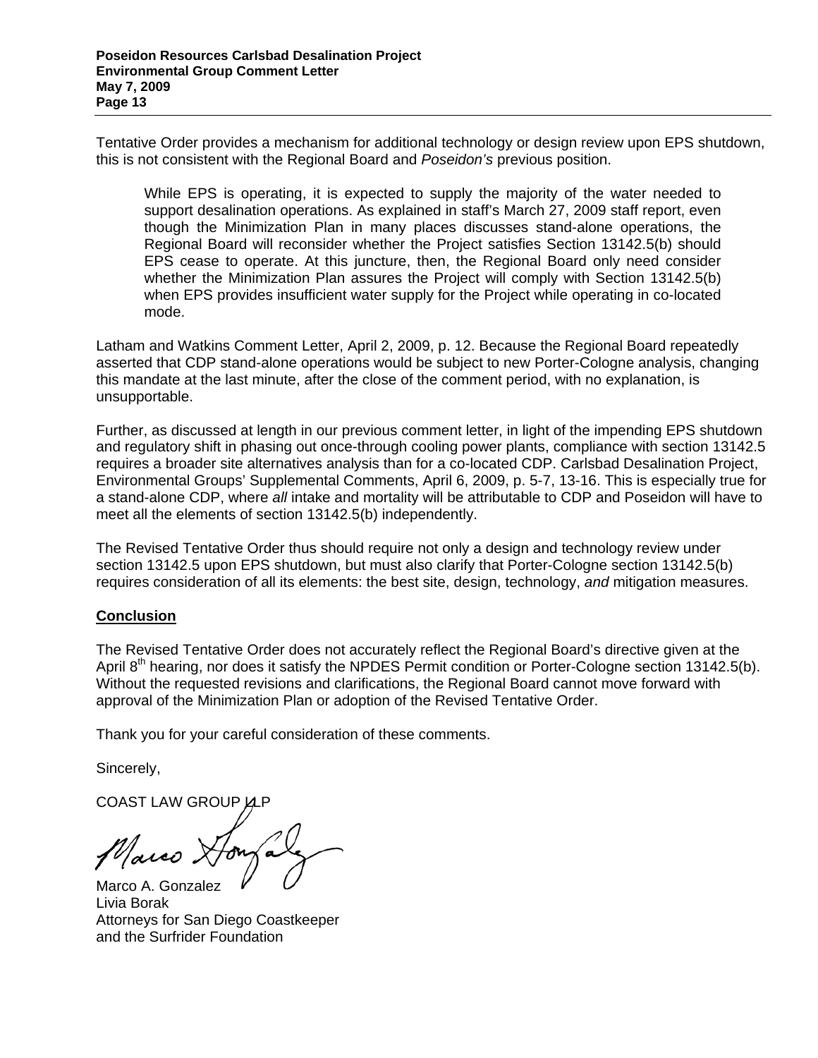Tentative Order provides a mechanism for additional technology or design review upon EPS shutdown, this is not consistent with the Regional Board and *Poseidon's* previous position.

> While EPS is operating, it is expected to supply the majority of the water needed to support desalination operations. As explained in staff's March 27, 2009 staff report, even though the Minimization Plan in many places discusses stand-alone operations, the Regional Board will reconsider whether the Project satisfies Section 13142.5(b) should EPS cease to operate. At this juncture, then, the Regional Board only need consider whether the Minimization Plan assures the Project will comply with Section 13142.5(b) when EPS provides insufficient water supply for the Project while operating in co-located mode.

Latham and Watkins Comment Letter, April 2, 2009, p. 12. Because the Regional Board repeatedly asserted that CDP stand-alone operations would be subject to new Porter-Cologne analysis, changing this mandate at the last minute, after the close of the comment period, with no explanation, is unsupportable.

Further, as discussed at length in our previous comment letter, in light of the impending EPS shutdown and regulatory shift in phasing out once-through cooling power plants, compliance with section 13142.5 requires a broader site alternatives analysis than for a co-located CDP. Carlsbad Desalination Project, Environmental Groups' Supplemental Comments, April 6, 2009, p. 5-7, 13-16. This is especially true for a stand-alone CDP, where *all* intake and mortality will be attributable to CDP and Poseidon will have to meet all the elements of section 13142.5(b) independently.

The Revised Tentative Order thus should require not only a design and technology review under section 13142.5 upon EPS shutdown, but must also clarify that Porter-Cologne section 13142.5(b) requires consideration of all its elements: the best site, design, technology, *and* mitigation measures.

**Conclusion**

The Revised Tentative Order does not accurately reflect the Regional Board's directive given at the April 8th hearing, nor does it satisfy the NPDES Permit condition or Porter-Cologne section 13142.5(b). Without the requested revisions and clarifications, the Regional Board cannot move forward with approval of the Minimization Plan or adoption of the Revised Tentative Order.

Thank you for your careful consideration of these comments.

Sincerely,

COAST LAW GROUP LLP

Marco A. Gonzalez
Livia Borak
Attorneys for San Diego Coastkeeper
and the Surfrider Foundation